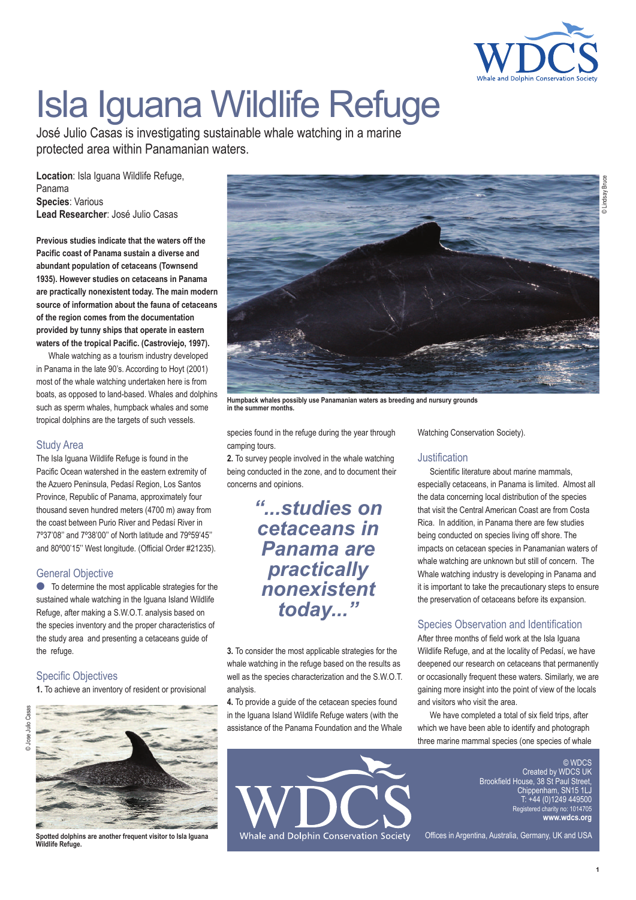# Isla Iguana Wildlife Refuge

José Julio Casas is investigating sustainable whale watching in a marine protected area within Panamanian waters.

**Location**: Isla Iguana Wildlife Refuge, Panama
**Species**: Various
**Lead Researcher**: José Julio Casas

**Previous studies indicate that the waters off the Pacific coast of Panama sustain a diverse and abundant population of cetaceans (Townsend 1935). However studies on cetaceans in Panama are practically nonexistent today. The main modern source of information about the fauna of cetaceans of the region comes from the documentation provided by tunny ships that operate in eastern waters of the tropical Pacific. (Castroviejo, 1997).**

Whale watching as a tourism industry developed in Panama in the late 90's. According to Hoyt (2001) most of the whale watching undertaken here is from boats, as opposed to land-based. Whales and dolphins such as sperm whales, humpback whales and some tropical dolphins are the targets of such vessels.

Humpback whales possibly use Panamanian waters as breeding and nursery grounds in the summer months.

## Study Area

The Isla Iguana Wildlife Refuge is found in the Pacific Ocean watershed in the eastern extremity of the Azuero Peninsula, Pedasí Region, Los Santos Province, Republic of Panama, approximately four thousand seven hundred meters (4700 m) away from the coast between Purio River and Pedasí River in 7º37'08'' and 7º38'00'' of North latitude and 79º59'45'' and 80º00'15'' West longitude. (Official Order #21235).

## General Objective

- To determine the most applicable strategies for the sustained whale watching in the Iguana Island Wildlife Refuge, after making a S.W.O.T. analysis based on the species inventory and the proper characteristics of the study area and presenting a cetaceans guide of the refuge.

## Specific Objectives

**1.** To achieve an inventory of resident or provisional species found in the refuge during the year through camping tours.

**2.** To survey people involved in the whale watching being conducted in the zone, and to document their concerns and opinions.

*"...studies on cetaceans in Panama are practically nonexistent today..."*

**3.** To consider the most applicable strategies for the whale watching in the refuge based on the results as well as the species characterization and the S.W.O.T. analysis.

**4.** To provide a guide of the cetacean species found in the Iguana Island Wildlife Refuge waters (with the assistance of the Panama Foundation and the Whale Watching Conservation Society).

Spotted dolphins are another frequent visitor to Isla Iguana Wildlife Refuge.

## Justification

Scientific literature about marine mammals, especially cetaceans, in Panama is limited. Almost all the data concerning local distribution of the species that visit the Central American Coast are from Costa Rica. In addition, in Panama there are few studies being conducted on species living off shore. The impacts on cetacean species in Panamanian waters of whale watching are unknown but still of concern. The Whale watching industry is developing in Panama and it is important to take the precautionary steps to ensure the preservation of cetaceans before its expansion.

## Species Observation and Identification

After three months of field work at the Isla Iguana Wildlife Refuge, and at the locality of Pedasí, we have deepened our research on cetaceans that permanently or occasionally frequent these waters. Similarly, we are gaining more insight into the point of view of the locals and visitors who visit the area.

We have completed a total of six field trips, after which we have been able to identify and photograph three marine mammal species (one species of whale

© WDCS
Created by WDCS UK
Brookfield House, 38 St Paul Street, Chippenham, SN15 1LJ
T: +44 (0)1249 449500
Registered charity no: 1014705
**www.wdcs.org**

Offices in Argentina, Australia, Germany, UK and USA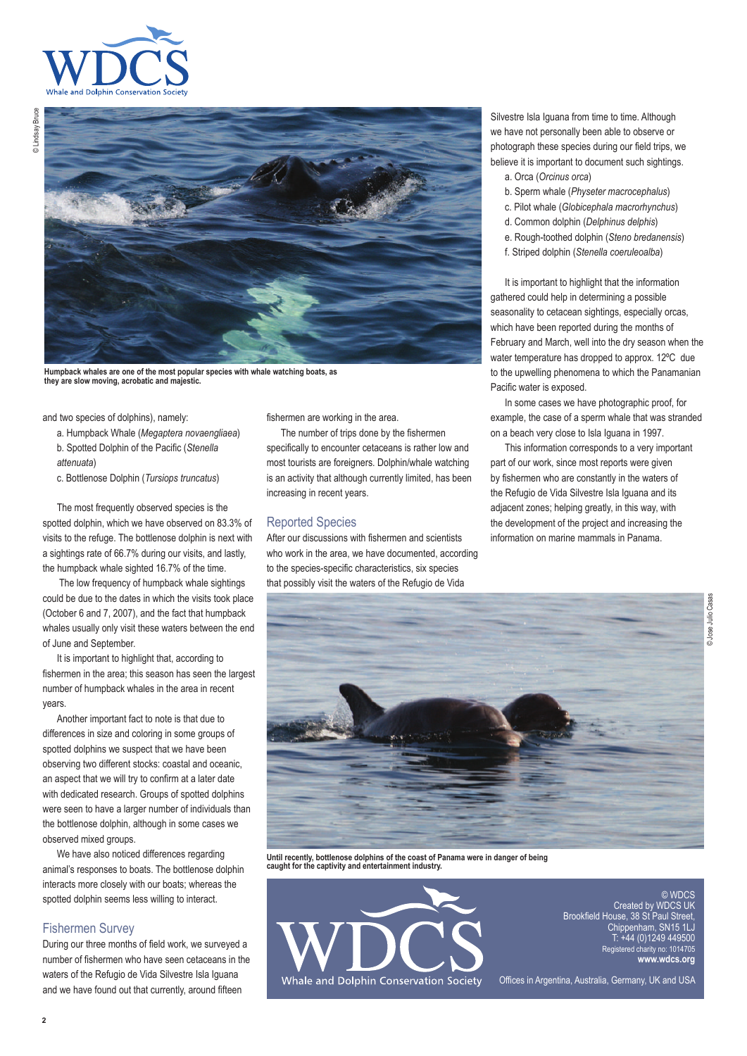Humpback whales are one of the most popular species with whale watching boats, as they are slow moving, acrobatic and majestic.

and two species of dolphins), namely:

a. Humpback Whale (*Megaptera novaengliaea*)
b. Spotted Dolphin of the Pacific (*Stenella attenuata*)
c. Bottlenose Dolphin (*Tursiops truncatus*)

The most frequently observed species is the spotted dolphin, which we have observed on 83.3% of visits to the refuge. The bottlenose dolphin is next with a sightings rate of 66.7% during our visits, and lastly, the humpback whale sighted 16.7% of the time.

The low frequency of humpback whale sightings could be due to the dates in which the visits took place (October 6 and 7, 2007), and the fact that humpback whales usually only visit these waters between the end of June and September.

It is important to highlight that, according to fishermen in the area; this season has seen the largest number of humpback whales in the area in recent years.

Another important fact to note is that due to differences in size and coloring in some groups of spotted dolphins we suspect that we have been observing two different stocks: coastal and oceanic, an aspect that we will try to confirm at a later date with dedicated research. Groups of spotted dolphins were seen to have a larger number of individuals than the bottlenose dolphin, although in some cases we observed mixed groups.

We have also noticed differences regarding animal's responses to boats. The bottlenose dolphin interacts more closely with our boats; whereas the spotted dolphin seems less willing to interact.

## Fishermen Survey

During our three months of field work, we surveyed a number of fishermen who have seen cetaceans in the waters of the Refugio de Vida Silvestre Isla Iguana and we have found out that currently, around fifteen fishermen are working in the area.

The number of trips done by the fishermen specifically to encounter cetaceans is rather low and most tourists are foreigners. Dolphin/whale watching is an activity that although currently limited, has been increasing in recent years.

## Reported Species

After our discussions with fishermen and scientists who work in the area, we have documented, according to the species-specific characteristics, six species that possibly visit the waters of the Refugio de Vida Silvestre Isla Iguana from time to time. Although we have not personally been able to observe or photograph these species during our field trips, we believe it is important to document such sightings.

a. Orca (*Orcinus orca*)
b. Sperm whale (*Physeter macrocephalus*)
c. Pilot whale (*Globicephala macrorhynchus*)
d. Common dolphin (*Delphinus delphis*)
e. Rough-toothed dolphin (*Steno bredanensis*)
f. Striped dolphin (*Stenella coeruleoalba*)

It is important to highlight that the information gathered could help in determining a possible seasonality to cetacean sightings, especially orcas, which have been reported during the months of February and March, well into the dry season when the water temperature has dropped to approx. 12ºC due to the upwelling phenomena to which the Panamanian Pacific water is exposed.

In some cases we have photographic proof, for example, the case of a sperm whale that was stranded on a beach very close to Isla Iguana in 1997.

This information corresponds to a very important part of our work, since most reports were given by fishermen who are constantly in the waters of the Refugio de Vida Silvestre Isla Iguana and its adjacent zones; helping greatly, in this way, with the development of the project and increasing the information on marine mammals in Panama.

Until recently, bottlenose dolphins of the coast of Panama were in danger of being caught for the captivity and entertainment industry.

© WDCS
Created by WDCS UK
Brookfield House, 38 St Paul Street,
Chippenham, SN15 1LJ
T: +44 (0)1249 449500
Registered charity no: 1014705
**www.wdcs.org**

Offices in Argentina, Australia, Germany, UK and USA